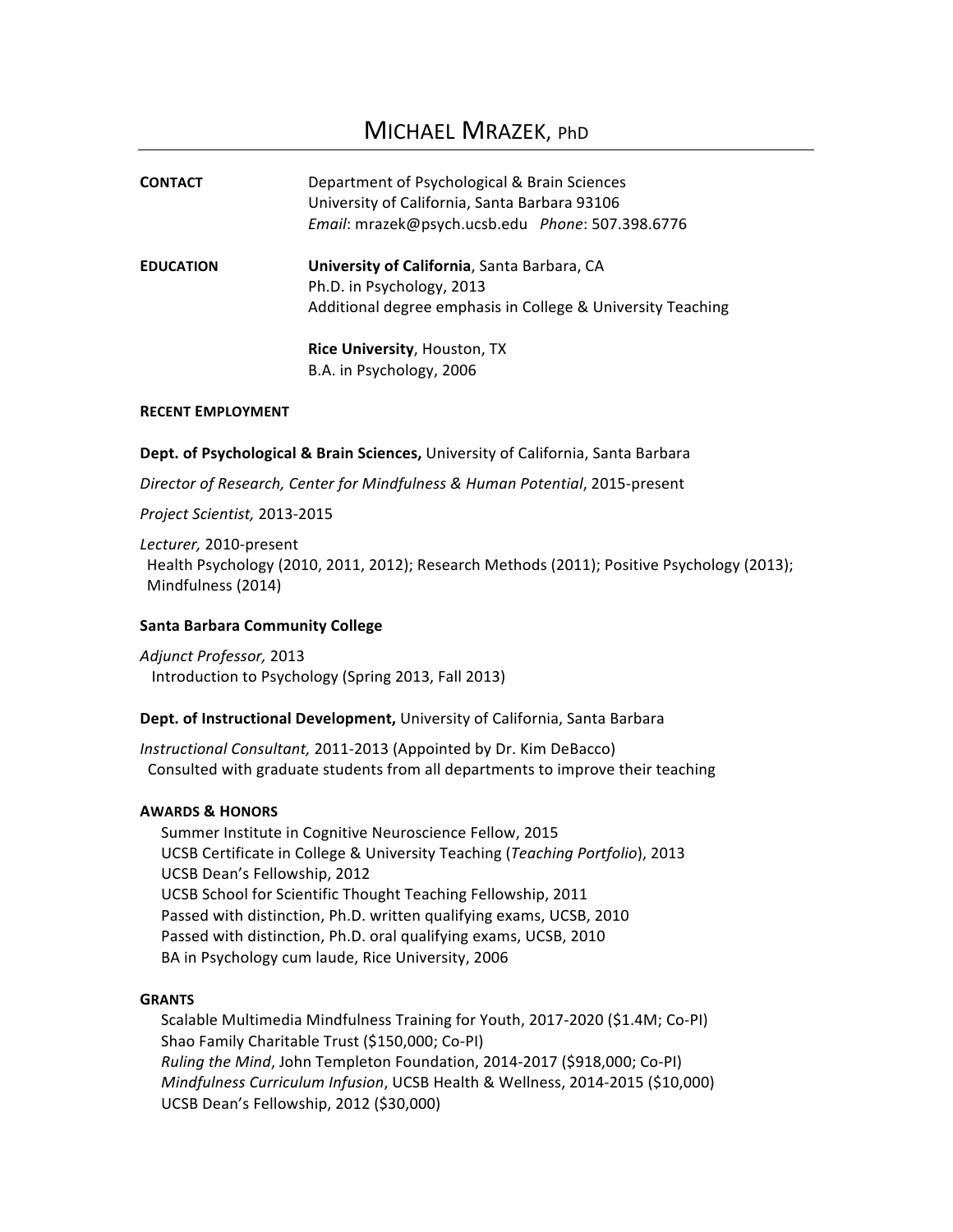# MICHAEL MRAZEK, PhD

**CONTACT**

Department of Psychological & Brain Sciences
University of California, Santa Barbara 93106
*Email*: mrazek@psych.ucsb.edu *Phone*: 507.398.6776

**EDUCATION**

**University of California**, Santa Barbara, CA
Ph.D. in Psychology, 2013
Additional degree emphasis in College & University Teaching

**Rice University**, Houston, TX
B.A. in Psychology, 2006

## RECENT EMPLOYMENT

**Dept. of Psychological & Brain Sciences,** University of California, Santa Barbara

*Director of Research, Center for Mindfulness & Human Potential*, 2015-present

*Project Scientist,* 2013-2015

*Lecturer,* 2010-present
Health Psychology (2010, 2011, 2012); Research Methods (2011); Positive Psychology (2013); Mindfulness (2014)

**Santa Barbara Community College**

*Adjunct Professor,* 2013
Introduction to Psychology (Spring 2013, Fall 2013)

**Dept. of Instructional Development,** University of California, Santa Barbara

*Instructional Consultant,* 2011-2013 (Appointed by Dr. Kim DeBacco)
Consulted with graduate students from all departments to improve their teaching

## AWARDS & HONORS

Summer Institute in Cognitive Neuroscience Fellow, 2015
UCSB Certificate in College & University Teaching (*Teaching Portfolio*), 2013
UCSB Dean's Fellowship, 2012
UCSB School for Scientific Thought Teaching Fellowship, 2011
Passed with distinction, Ph.D. written qualifying exams, UCSB, 2010
Passed with distinction, Ph.D. oral qualifying exams, UCSB, 2010
BA in Psychology cum laude, Rice University, 2006

## GRANTS

Scalable Multimedia Mindfulness Training for Youth, 2017-2020 ($1.4M; Co-PI)
Shao Family Charitable Trust ($150,000; Co-PI)
*Ruling the Mind*, John Templeton Foundation, 2014-2017 ($918,000; Co-PI)
*Mindfulness Curriculum Infusion*, UCSB Health & Wellness, 2014-2015 ($10,000)
UCSB Dean's Fellowship, 2012 ($30,000)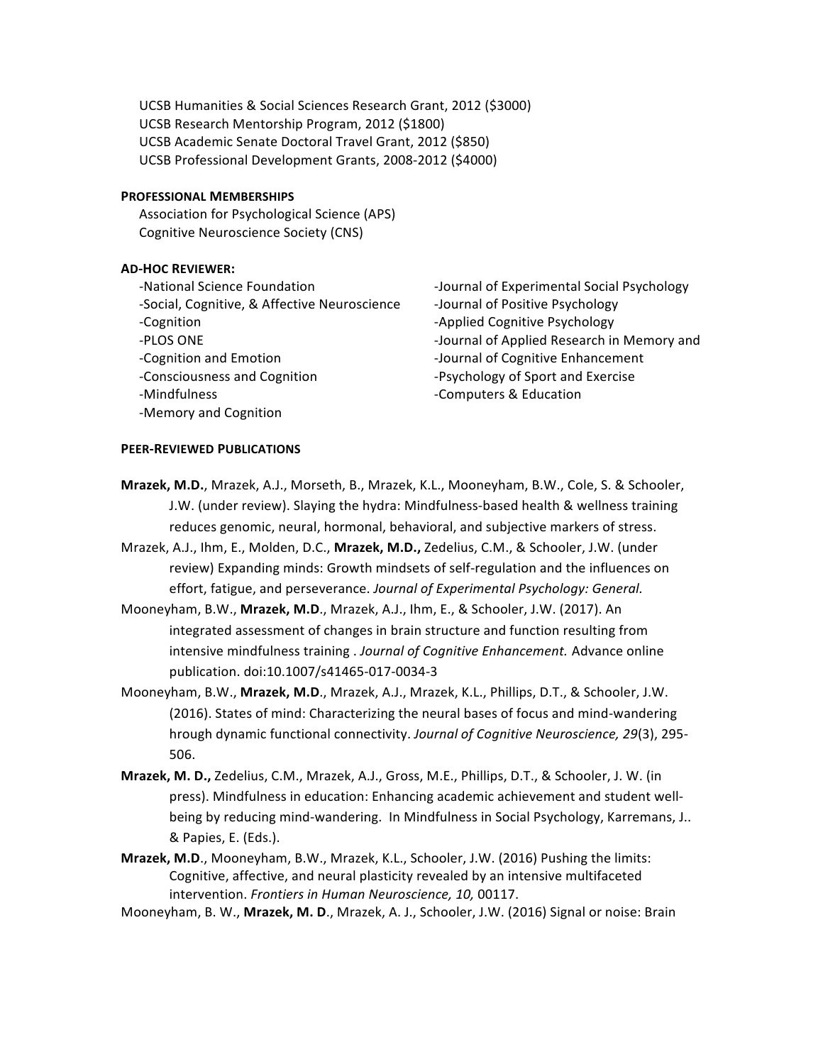UCSB Humanities & Social Sciences Research Grant, 2012 ($3000)
UCSB Research Mentorship Program, 2012 ($1800)
UCSB Academic Senate Doctoral Travel Grant, 2012 ($850)
UCSB Professional Development Grants, 2008-2012 ($4000)

**PROFESSIONAL MEMBERSHIPS**

Association for Psychological Science (APS)
Cognitive Neuroscience Society (CNS)

**AD-HOC REVIEWER:**

-National Science Foundation
-Social, Cognitive, & Affective Neuroscience
-Cognition
-PLOS ONE
-Cognition and Emotion
-Consciousness and Cognition
-Mindfulness
-Memory and Cognition
-Journal of Experimental Social Psychology
-Journal of Positive Psychology
-Applied Cognitive Psychology
-Journal of Applied Research in Memory and
-Journal of Cognitive Enhancement
-Psychology of Sport and Exercise
-Computers & Education

**PEER-REVIEWED PUBLICATIONS**

**Mrazek, M.D.**, Mrazek, A.J., Morseth, B., Mrazek, K.L., Mooneyham, B.W., Cole, S. & Schooler, J.W. (under review). Slaying the hydra: Mindfulness-based health & wellness training reduces genomic, neural, hormonal, behavioral, and subjective markers of stress.

Mrazek, A.J., Ihm, E., Molden, D.C., **Mrazek, M.D.**, Zedelius, C.M., & Schooler, J.W. (under review) Expanding minds: Growth mindsets of self-regulation and the influences on effort, fatigue, and perseverance. *Journal of Experimental Psychology: General.*

Mooneyham, B.W., **Mrazek, M.D**., Mrazek, A.J., Ihm, E., & Schooler, J.W. (2017). An integrated assessment of changes in brain structure and function resulting from intensive mindfulness training . *Journal of Cognitive Enhancement.* Advance online publication. doi:10.1007/s41465-017-0034-3

Mooneyham, B.W., **Mrazek, M.D**., Mrazek, A.J., Mrazek, K.L., Phillips, D.T., & Schooler, J.W. (2016). States of mind: Characterizing the neural bases of focus and mind-wandering hrough dynamic functional connectivity. *Journal of Cognitive Neuroscience, 29*(3), 295-506.

**Mrazek, M. D.,** Zedelius, C.M., Mrazek, A.J., Gross, M.E., Phillips, D.T., & Schooler, J. W. (in press). Mindfulness in education: Enhancing academic achievement and student well-being by reducing mind-wandering. In Mindfulness in Social Psychology, Karremans, J.. & Papies, E. (Eds.).

**Mrazek, M.D**., Mooneyham, B.W., Mrazek, K.L., Schooler, J.W. (2016) Pushing the limits: Cognitive, affective, and neural plasticity revealed by an intensive multifaceted intervention. *Frontiers in Human Neuroscience, 10,* 00117.

Mooneyham, B. W., **Mrazek, M. D**., Mrazek, A. J., Schooler, J.W. (2016) Signal or noise: Brain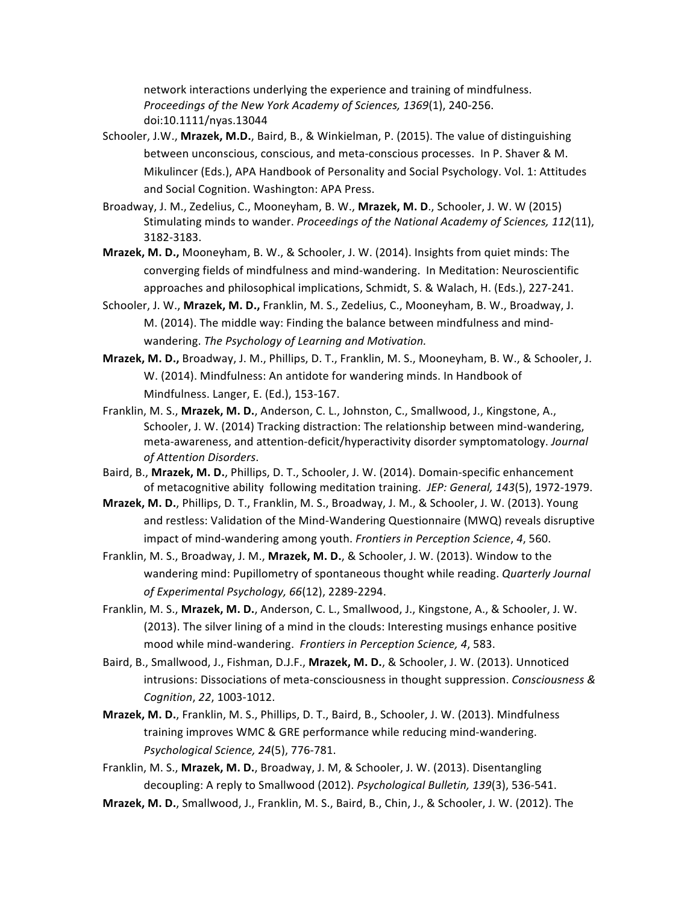network interactions underlying the experience and training of mindfulness. *Proceedings of the New York Academy of Sciences, 1369*(1), 240-256. doi:10.1111/nyas.13044

Schooler, J.W., **Mrazek, M.D.**, Baird, B., & Winkielman, P. (2015). The value of distinguishing between unconscious, conscious, and meta-conscious processes. In P. Shaver & M. Mikulincer (Eds.), APA Handbook of Personality and Social Psychology. Vol. 1: Attitudes and Social Cognition. Washington: APA Press.

Broadway, J. M., Zedelius, C., Mooneyham, B. W., **Mrazek, M. D**., Schooler, J. W. W (2015) Stimulating minds to wander. *Proceedings of the National Academy of Sciences, 112*(11), 3182-3183.

**Mrazek, M. D.,** Mooneyham, B. W., & Schooler, J. W. (2014). Insights from quiet minds: The converging fields of mindfulness and mind-wandering. In Meditation: Neuroscientific approaches and philosophical implications, Schmidt, S. & Walach, H. (Eds.), 227-241.

Schooler, J. W., **Mrazek, M. D.,** Franklin, M. S., Zedelius, C., Mooneyham, B. W., Broadway, J. M. (2014). The middle way: Finding the balance between mindfulness and mind-wandering. *The Psychology of Learning and Motivation.*

**Mrazek, M. D.,** Broadway, J. M., Phillips, D. T., Franklin, M. S., Mooneyham, B. W., & Schooler, J. W. (2014). Mindfulness: An antidote for wandering minds. In Handbook of Mindfulness. Langer, E. (Ed.), 153-167.

Franklin, M. S., **Mrazek, M. D.**, Anderson, C. L., Johnston, C., Smallwood, J., Kingstone, A., Schooler, J. W. (2014) Tracking distraction: The relationship between mind-wandering, meta-awareness, and attention-deficit/hyperactivity disorder symptomatology. *Journal of Attention Disorders*.

Baird, B., **Mrazek, M. D.**, Phillips, D. T., Schooler, J. W. (2014). Domain-specific enhancement of metacognitive ability following meditation training. *JEP: General, 143*(5), 1972-1979.

**Mrazek, M. D.**, Phillips, D. T., Franklin, M. S., Broadway, J. M., & Schooler, J. W. (2013). Young and restless: Validation of the Mind-Wandering Questionnaire (MWQ) reveals disruptive impact of mind-wandering among youth. *Frontiers in Perception Science*, *4*, 560.

Franklin, M. S., Broadway, J. M., **Mrazek, M. D.**, & Schooler, J. W. (2013). Window to the wandering mind: Pupillometry of spontaneous thought while reading. *Quarterly Journal of Experimental Psychology, 66*(12), 2289-2294.

Franklin, M. S., **Mrazek, M. D.**, Anderson, C. L., Smallwood, J., Kingstone, A., & Schooler, J. W. (2013). The silver lining of a mind in the clouds: Interesting musings enhance positive mood while mind-wandering. *Frontiers in Perception Science, 4*, 583.

Baird, B., Smallwood, J., Fishman, D.J.F., **Mrazek, M. D.**, & Schooler, J. W. (2013). Unnoticed intrusions: Dissociations of meta-consciousness in thought suppression. *Consciousness & Cognition*, *22*, 1003-1012.

**Mrazek, M. D.**, Franklin, M. S., Phillips, D. T., Baird, B., Schooler, J. W. (2013). Mindfulness training improves WMC & GRE performance while reducing mind-wandering. *Psychological Science, 24*(5), 776-781.

Franklin, M. S., **Mrazek, M. D.**, Broadway, J. M, & Schooler, J. W. (2013). Disentangling decoupling: A reply to Smallwood (2012). *Psychological Bulletin, 139*(3), 536-541.

**Mrazek, M. D.**, Smallwood, J., Franklin, M. S., Baird, B., Chin, J., & Schooler, J. W. (2012). The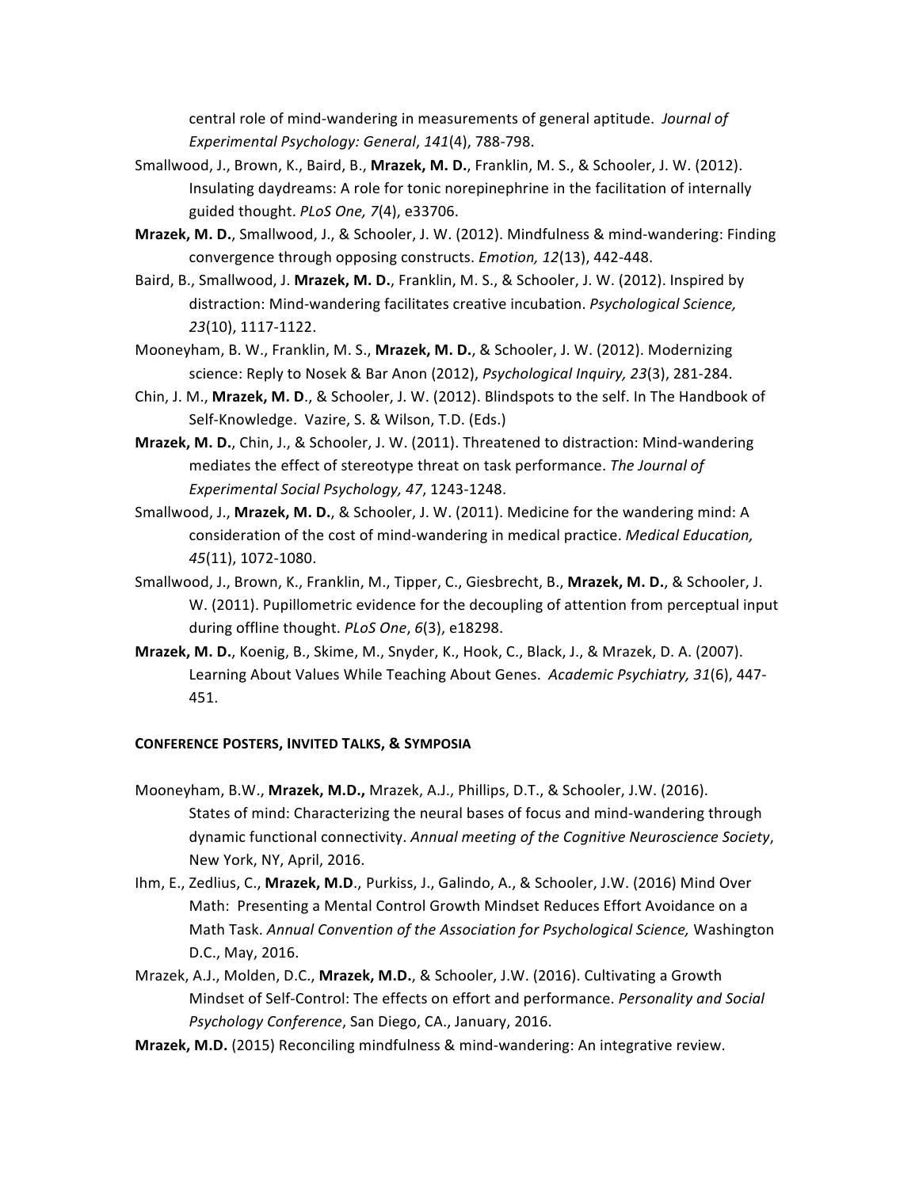central role of mind-wandering in measurements of general aptitude. *Journal of Experimental Psychology: General*, *141*(4), 788-798.

Smallwood, J., Brown, K., Baird, B., **Mrazek, M. D.**, Franklin, M. S., & Schooler, J. W. (2012). Insulating daydreams: A role for tonic norepinephrine in the facilitation of internally guided thought. *PLoS One, 7*(4), e33706.

**Mrazek, M. D.**, Smallwood, J., & Schooler, J. W. (2012). Mindfulness & mind-wandering: Finding convergence through opposing constructs. *Emotion, 12*(13), 442-448.

Baird, B., Smallwood, J. **Mrazek, M. D.**, Franklin, M. S., & Schooler, J. W. (2012). Inspired by distraction: Mind-wandering facilitates creative incubation. *Psychological Science, 23*(10), 1117-1122.

Mooneyham, B. W., Franklin, M. S., **Mrazek, M. D.**, & Schooler, J. W. (2012). Modernizing science: Reply to Nosek & Bar Anon (2012), *Psychological Inquiry, 23*(3), 281-284.

Chin, J. M., **Mrazek, M. D**., & Schooler, J. W. (2012). Blindspots to the self. In The Handbook of Self-Knowledge. Vazire, S. & Wilson, T.D. (Eds.)

**Mrazek, M. D.**, Chin, J., & Schooler, J. W. (2011). Threatened to distraction: Mind-wandering mediates the effect of stereotype threat on task performance. *The Journal of Experimental Social Psychology, 47*, 1243-1248.

Smallwood, J., **Mrazek, M. D.**, & Schooler, J. W. (2011). Medicine for the wandering mind: A consideration of the cost of mind-wandering in medical practice. *Medical Education, 45*(11), 1072-1080.

Smallwood, J., Brown, K., Franklin, M., Tipper, C., Giesbrecht, B., **Mrazek, M. D.**, & Schooler, J. W. (2011). Pupillometric evidence for the decoupling of attention from perceptual input during offline thought. *PLoS One*, *6*(3), e18298.

**Mrazek, M. D.**, Koenig, B., Skime, M., Snyder, K., Hook, C., Black, J., & Mrazek, D. A. (2007). Learning About Values While Teaching About Genes. *Academic Psychiatry, 31*(6), 447-451.

**CONFERENCE POSTERS, INVITED TALKS, & SYMPOSIA**

Mooneyham, B.W., **Mrazek, M.D.,** Mrazek, A.J., Phillips, D.T., & Schooler, J.W. (2016). States of mind: Characterizing the neural bases of focus and mind-wandering through dynamic functional connectivity. *Annual meeting of the Cognitive Neuroscience Society*, New York, NY, April, 2016.

Ihm, E., Zedlius, C., **Mrazek, M.D**., Purkiss, J., Galindo, A., & Schooler, J.W. (2016) Mind Over Math: Presenting a Mental Control Growth Mindset Reduces Effort Avoidance on a Math Task. *Annual Convention of the Association for Psychological Science,* Washington D.C., May, 2016.

Mrazek, A.J., Molden, D.C., **Mrazek, M.D.**, & Schooler, J.W. (2016). Cultivating a Growth Mindset of Self-Control: The effects on effort and performance. *Personality and Social Psychology Conference*, San Diego, CA., January, 2016.

**Mrazek, M.D.** (2015) Reconciling mindfulness & mind-wandering: An integrative review.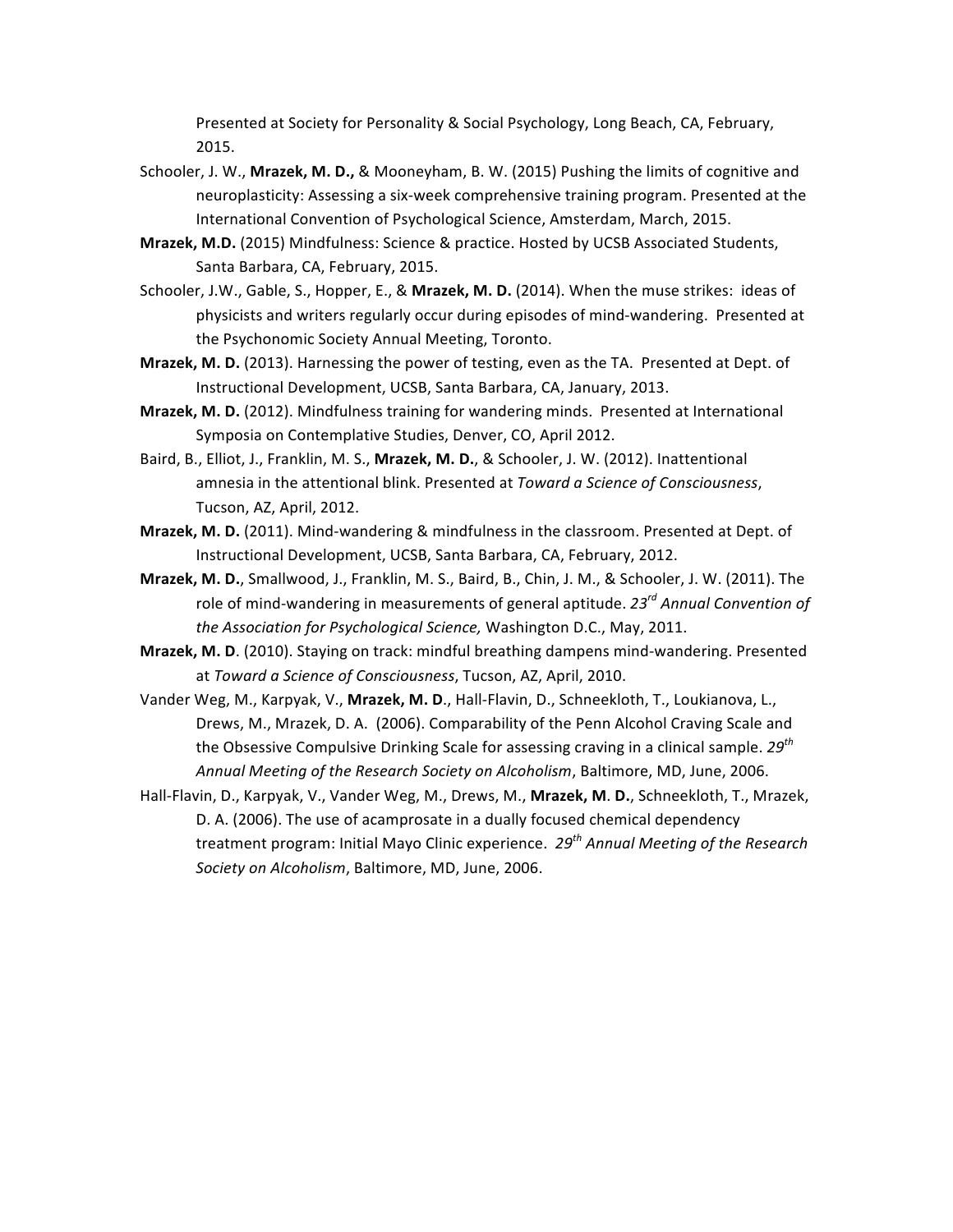Presented at Society for Personality & Social Psychology, Long Beach, CA, February, 2015.

Schooler, J. W., **Mrazek, M. D.,** & Mooneyham, B. W. (2015) Pushing the limits of cognitive and neuroplasticity: Assessing a six-week comprehensive training program. Presented at the International Convention of Psychological Science, Amsterdam, March, 2015.

**Mrazek, M.D.** (2015) Mindfulness: Science & practice. Hosted by UCSB Associated Students, Santa Barbara, CA, February, 2015.

Schooler, J.W., Gable, S., Hopper, E., & **Mrazek, M. D.** (2014). When the muse strikes: ideas of physicists and writers regularly occur during episodes of mind-wandering. Presented at the Psychonomic Society Annual Meeting, Toronto.

**Mrazek, M. D.** (2013). Harnessing the power of testing, even as the TA. Presented at Dept. of Instructional Development, UCSB, Santa Barbara, CA, January, 2013.

**Mrazek, M. D.** (2012). Mindfulness training for wandering minds. Presented at International Symposia on Contemplative Studies, Denver, CO, April 2012.

Baird, B., Elliot, J., Franklin, M. S., **Mrazek, M. D.**, & Schooler, J. W. (2012). Inattentional amnesia in the attentional blink. Presented at *Toward a Science of Consciousness*, Tucson, AZ, April, 2012.

**Mrazek, M. D.** (2011). Mind-wandering & mindfulness in the classroom. Presented at Dept. of Instructional Development, UCSB, Santa Barbara, CA, February, 2012.

**Mrazek, M. D.**, Smallwood, J., Franklin, M. S., Baird, B., Chin, J. M., & Schooler, J. W. (2011). The role of mind-wandering in measurements of general aptitude. *23rd Annual Convention of the Association for Psychological Science,* Washington D.C., May, 2011.

**Mrazek, M. D**. (2010). Staying on track: mindful breathing dampens mind-wandering. Presented at *Toward a Science of Consciousness*, Tucson, AZ, April, 2010.

Vander Weg, M., Karpyak, V., **Mrazek, M. D**., Hall-Flavin, D., Schneekloth, T., Loukianova, L., Drews, M., Mrazek, D. A. (2006). Comparability of the Penn Alcohol Craving Scale and the Obsessive Compulsive Drinking Scale for assessing craving in a clinical sample. *29th Annual Meeting of the Research Society on Alcoholism*, Baltimore, MD, June, 2006.

Hall-Flavin, D., Karpyak, V., Vander Weg, M., Drews, M., **Mrazek, M. D.**, Schneekloth, T., Mrazek, D. A. (2006). The use of acamprosate in a dually focused chemical dependency treatment program: Initial Mayo Clinic experience. *29th Annual Meeting of the Research Society on Alcoholism*, Baltimore, MD, June, 2006.